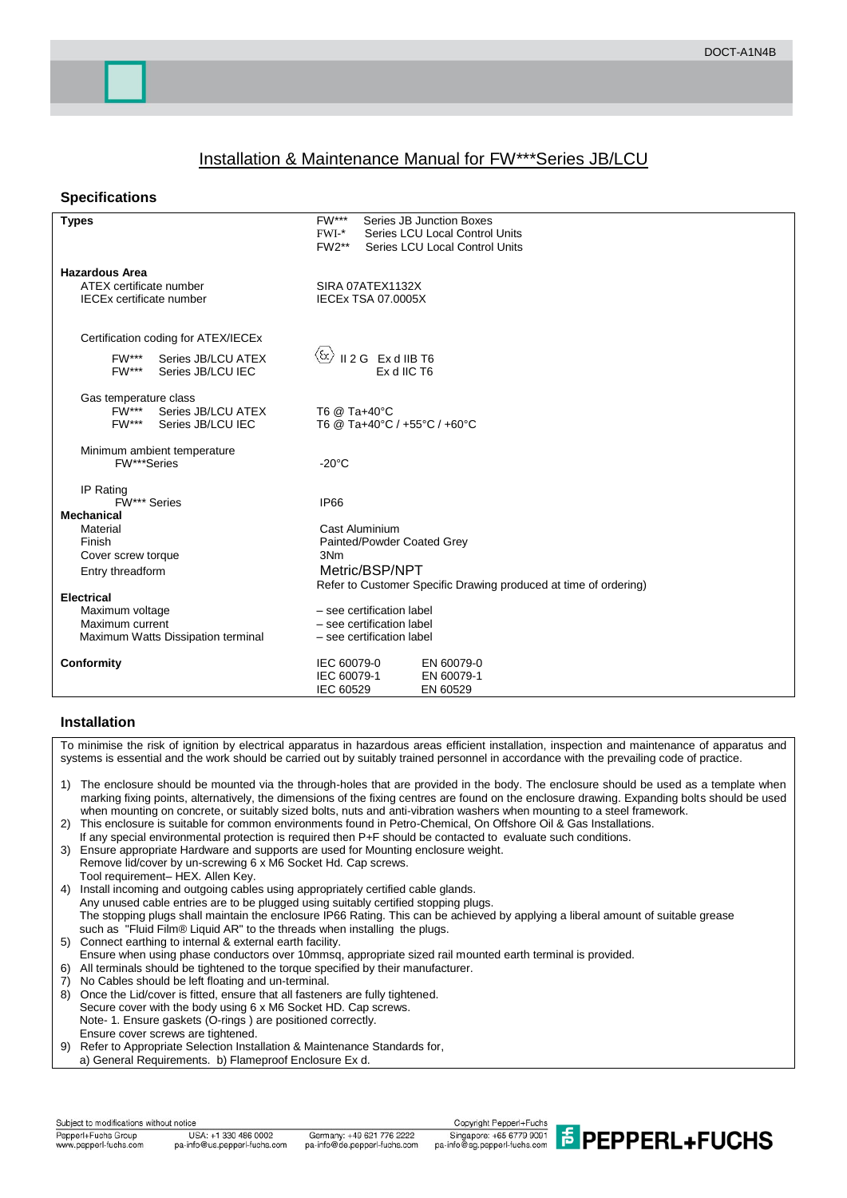# Installation & Maintenance Manual for FW***Series JB/LCU

## Specifications

| | |
|---|---|
| **Types** | FW*** Series JB Junction Boxes<br>FWI-* Series LCU Local Control Units<br>FW2** Series LCU Local Control Units |
| **Hazardous Area** | |
| ATEX certificate number | SIRA 07ATEX1132X |
| IECEx certificate number | IECEx TSA 07.0005X |
| Certification coding for ATEX/IECEx | |
| FW*** Series JB/LCU ATEX | Ex II 2 G Ex d IIB T6 |
| FW*** Series JB/LCU IEC | Ex d IIC T6 |
| Gas temperature class | |
| FW*** Series JB/LCU ATEX | T6 @ Ta+40°C |
| FW*** Series JB/LCU IEC | T6 @ Ta+40°C / +55°C / +60°C |
| Minimum ambient temperature<br>FW***Series | -20°C |
| IP Rating<br>FW*** Series | IP66 |
| **Mechanical** | |
| Material | Cast Aluminium |
| Finish | Painted/Powder Coated Grey |
| Cover screw torque | 3Nm |
| Entry threadform | Metric/BSP/NPT<br>Refer to Customer Specific Drawing produced at time of ordering) |
| **Electrical** | |
| Maximum voltage | – see certification label |
| Maximum current | – see certification label |
| Maximum Watts Dissipation terminal | – see certification label |
| **Conformity** | IEC 60079-0 EN 60079-0<br>IEC 60079-1 EN 60079-1<br>IEC 60529 EN 60529 |

## Installation

To minimise the risk of ignition by electrical apparatus in hazardous areas efficient installation, inspection and maintenance of apparatus and systems is essential and the work should be carried out by suitably trained personnel in accordance with the prevailing code of practice.

1) The enclosure should be mounted via the through-holes that are provided in the body. The enclosure should be used as a template when marking fixing points, alternatively, the dimensions of the fixing centres are found on the enclosure drawing. Expanding bolts should be used when mounting on concrete, or suitably sized bolts, nuts and anti-vibration washers when mounting to a steel framework.
2) This enclosure is suitable for common environments found in Petro-Chemical, On Offshore Oil & Gas Installations.
   If any special environmental protection is required then P+F should be contacted to evaluate such conditions.
3) Ensure appropriate Hardware and supports are used for Mounting enclosure weight.
   Remove lid/cover by un-screwing 6 x M6 Socket Hd. Cap screws.
   Tool requirement– HEX. Allen Key.
4) Install incoming and outgoing cables using appropriately certified cable glands.
   Any unused cable entries are to be plugged using suitably certified stopping plugs.
   The stopping plugs shall maintain the enclosure IP66 Rating. This can be achieved by applying a liberal amount of suitable grease such as "Fluid Film® Liquid AR" to the threads when installing the plugs.
5) Connect earthing to internal & external earth facility.
   Ensure when using phase conductors over 10mmsq, appropriate sized rail mounted earth terminal is provided.
6) All terminals should be tightened to the torque specified by their manufacturer.
7) No Cables should be left floating and un-terminal.
8) Once the Lid/cover is fitted, ensure that all fasteners are fully tightened.
   Secure cover with the body using 6 x M6 Socket HD. Cap screws.
   Note- 1. Ensure gaskets (O-rings ) are positioned correctly.
   Ensure cover screws are tightened.
9) Refer to Appropriate Selection Installation & Maintenance Standards for,
   a) General Requirements. b) Flameproof Enclosure Ex d.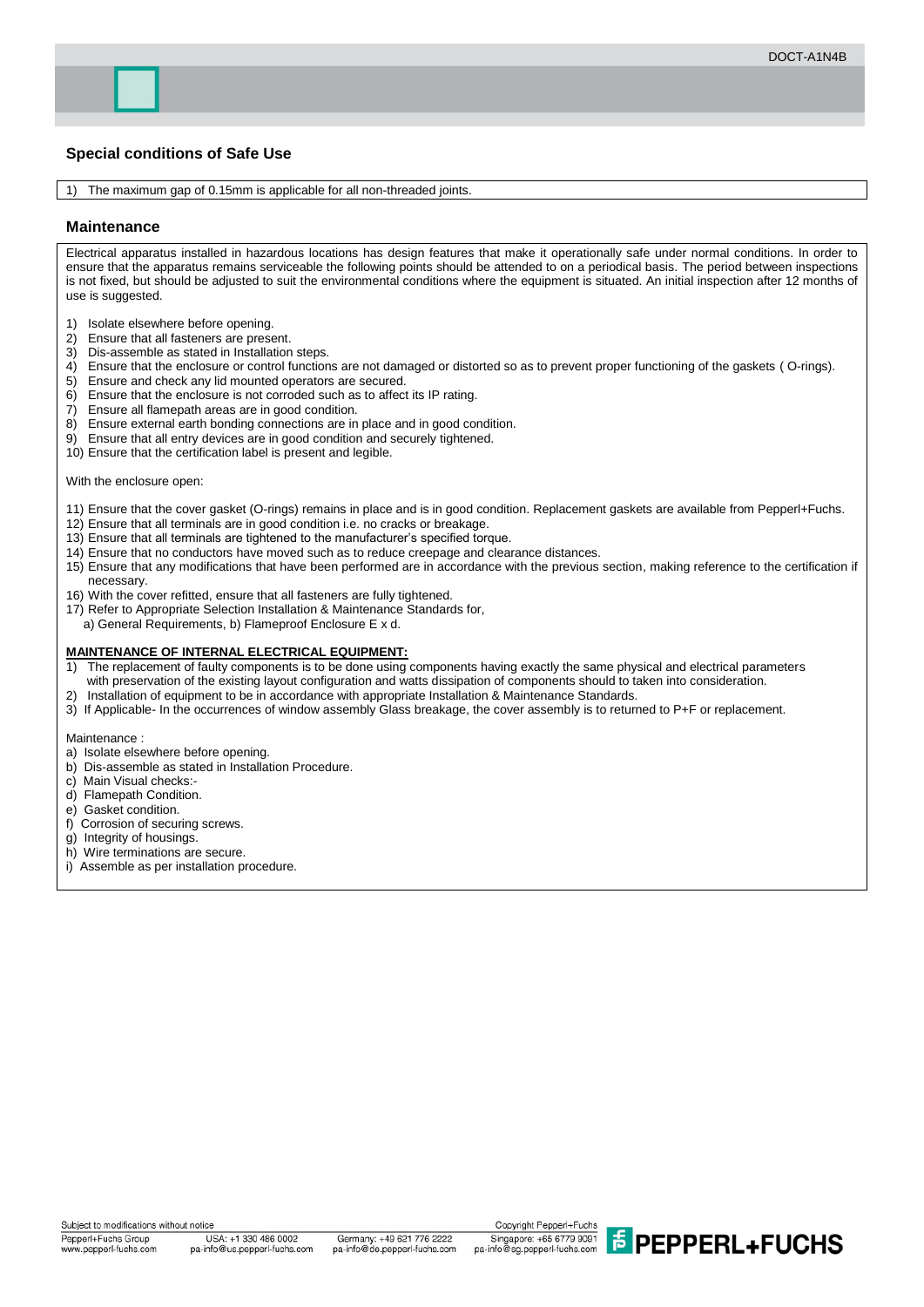## Special conditions of Safe Use

1) The maximum gap of 0.15mm is applicable for all non-threaded joints.

## Maintenance

Electrical apparatus installed in hazardous locations has design features that make it operationally safe under normal conditions. In order to ensure that the apparatus remains serviceable the following points should be attended to on a periodical basis. The period between inspections is not fixed, but should be adjusted to suit the environmental conditions where the equipment is situated. An initial inspection after 12 months of use is suggested.

1) Isolate elsewhere before opening.
2) Ensure that all fasteners are present.
3) Dis-assemble as stated in Installation steps.
4) Ensure that the enclosure or control functions are not damaged or distorted so as to prevent proper functioning of the gaskets ( O-rings).
5) Ensure and check any lid mounted operators are secured.
6) Ensure that the enclosure is not corroded such as to affect its IP rating.
7) Ensure all flamepath areas are in good condition.
8) Ensure external earth bonding connections are in place and in good condition.
9) Ensure that all entry devices are in good condition and securely tightened.
10) Ensure that the certification label is present and legible.

With the enclosure open:

11) Ensure that the cover gasket (O-rings) remains in place and is in good condition. Replacement gaskets are available from Pepperl+Fuchs.
12) Ensure that all terminals are in good condition i.e. no cracks or breakage.
13) Ensure that all terminals are tightened to the manufacturer's specified torque.
14) Ensure that no conductors have moved such as to reduce creepage and clearance distances.
15) Ensure that any modifications that have been performed are in accordance with the previous section, making reference to the certification if necessary.
16) With the cover refitted, ensure that all fasteners are fully tightened.
17) Refer to Appropriate Selection Installation & Maintenance Standards for,
 a) General Requirements, b) Flameproof Enclosure E x d.

**MAINTENANCE OF INTERNAL ELECTRICAL EQUIPMENT:**

1) The replacement of faulty components is to be done using components having exactly the same physical and electrical parameters with preservation of the existing layout configuration and watts dissipation of components should to taken into consideration.
2) Installation of equipment to be in accordance with appropriate Installation & Maintenance Standards.
3) If Applicable- In the occurrences of window assembly Glass breakage, the cover assembly is to returned to P+F or replacement.

Maintenance :

a) Isolate elsewhere before opening.
b) Dis-assemble as stated in Installation Procedure.
c) Main Visual checks:-
d) Flamepath Condition.
e) Gasket condition.
f) Corrosion of securing screws.
g) Integrity of housings.
h) Wire terminations are secure.
i) Assemble as per installation procedure.